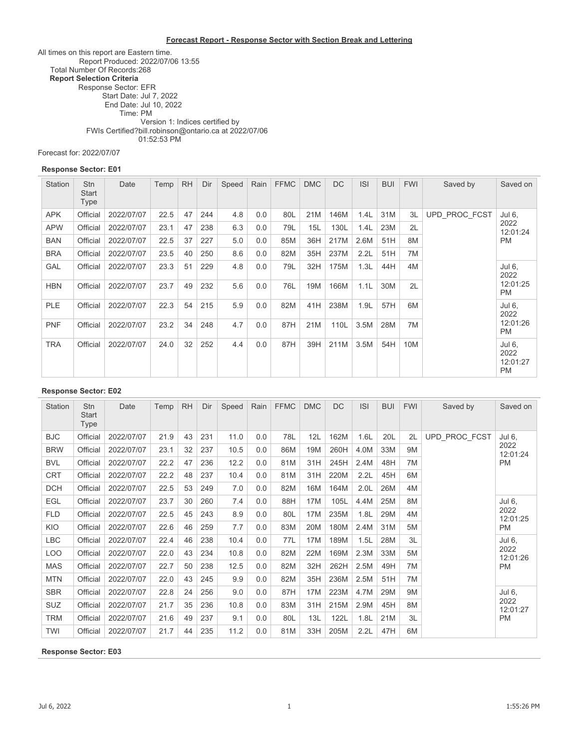**Forecast Report - Response Sector with Section Break and Lettering**

All times on this report are Eastern time.
Report Produced: 2022/07/06 13:55
Total Number Of Records:268
**Report Selection Criteria**
Response Sector: EFR
Start Date: Jul 7, 2022
End Date: Jul 10, 2022
Time: PM
Version 1: Indices certified by
FWIs Certified?bill.robinson@ontario.ca at 2022/07/06
01:52:53 PM

Forecast for: 2022/07/07

**Response Sector: E01**

| Station | Stn Start Type | Date | Temp | RH | Dir | Speed | Rain | FFMC | DMC | DC | ISI | BUI | FWI | Saved by | Saved on |
|---|---|---|---|---|---|---|---|---|---|---|---|---|---|---|---|
| APK | Official | 2022/07/07 | 22.5 | 47 | 244 | 4.8 | 0.0 | 80L | 21M | 146M | 1.4L | 31M | 3L | UPD_PROC_FCST | Jul 6, 2022 12:01:24 PM |
| APW | Official | 2022/07/07 | 23.1 | 47 | 238 | 6.3 | 0.0 | 79L | 15L | 130L | 1.4L | 23M | 2L | | |
| BAN | Official | 2022/07/07 | 22.5 | 37 | 227 | 5.0 | 0.0 | 85M | 36H | 217M | 2.6M | 51H | 8M | | |
| BRA | Official | 2022/07/07 | 23.5 | 40 | 250 | 8.6 | 0.0 | 82M | 35H | 237M | 2.2L | 51H | 7M | | |
| GAL | Official | 2022/07/07 | 23.3 | 51 | 229 | 4.8 | 0.0 | 79L | 32H | 175M | 1.3L | 44H | 4M | | Jul 6, 2022 12:01:25 PM |
| HBN | Official | 2022/07/07 | 23.7 | 49 | 232 | 5.6 | 0.0 | 76L | 19M | 166M | 1.1L | 30M | 2L | | |
| PLE | Official | 2022/07/07 | 22.3 | 54 | 215 | 5.9 | 0.0 | 82M | 41H | 238M | 1.9L | 57H | 6M | | Jul 6, 2022 12:01:26 PM |
| PNF | Official | 2022/07/07 | 23.2 | 34 | 248 | 4.7 | 0.0 | 87H | 21M | 110L | 3.5M | 28M | 7M | | |
| TRA | Official | 2022/07/07 | 24.0 | 32 | 252 | 4.4 | 0.0 | 87H | 39H | 211M | 3.5M | 54H | 10M | | Jul 6, 2022 12:01:27 PM |

**Response Sector: E02**

| Station | Stn Start Type | Date | Temp | RH | Dir | Speed | Rain | FFMC | DMC | DC | ISI | BUI | FWI | Saved by | Saved on |
|---|---|---|---|---|---|---|---|---|---|---|---|---|---|---|---|
| BJC | Official | 2022/07/07 | 21.9 | 43 | 231 | 11.0 | 0.0 | 78L | 12L | 162M | 1.6L | 20L | 2L | UPD_PROC_FCST | Jul 6, 2022 12:01:24 PM |
| BRW | Official | 2022/07/07 | 23.1 | 32 | 237 | 10.5 | 0.0 | 86M | 19M | 260H | 4.0M | 33M | 9M | | |
| BVL | Official | 2022/07/07 | 22.2 | 47 | 236 | 12.2 | 0.0 | 81M | 31H | 245H | 2.4M | 48H | 7M | | |
| CRT | Official | 2022/07/07 | 22.2 | 48 | 237 | 10.4 | 0.0 | 81M | 31H | 220M | 2.2L | 45H | 6M | | |
| DCH | Official | 2022/07/07 | 22.5 | 53 | 249 | 7.0 | 0.0 | 82M | 16M | 164M | 2.0L | 26M | 4M | | |
| EGL | Official | 2022/07/07 | 23.7 | 30 | 260 | 7.4 | 0.0 | 88H | 17M | 105L | 4.4M | 25M | 8M | | Jul 6, 2022 12:01:25 PM |
| FLD | Official | 2022/07/07 | 22.5 | 45 | 243 | 8.9 | 0.0 | 80L | 17M | 235M | 1.8L | 29M | 4M | | |
| KIO | Official | 2022/07/07 | 22.6 | 46 | 259 | 7.7 | 0.0 | 83M | 20M | 180M | 2.4M | 31M | 5M | | |
| LBC | Official | 2022/07/07 | 22.4 | 46 | 238 | 10.4 | 0.0 | 77L | 17M | 189M | 1.5L | 28M | 3L | | Jul 6, 2022 12:01:26 PM |
| LOO | Official | 2022/07/07 | 22.0 | 43 | 234 | 10.8 | 0.0 | 82M | 22M | 169M | 2.3M | 33M | 5M | | |
| MAS | Official | 2022/07/07 | 22.7 | 50 | 238 | 12.5 | 0.0 | 82M | 32H | 262H | 2.5M | 49H | 7M | | |
| MTN | Official | 2022/07/07 | 22.0 | 43 | 245 | 9.9 | 0.0 | 82M | 35H | 236M | 2.5M | 51H | 7M | | |
| SBR | Official | 2022/07/07 | 22.8 | 24 | 256 | 9.0 | 0.0 | 87H | 17M | 223M | 4.7M | 29M | 9M | | Jul 6, 2022 12:01:27 PM |
| SUZ | Official | 2022/07/07 | 21.7 | 35 | 236 | 10.8 | 0.0 | 83M | 31H | 215M | 2.9M | 45H | 8M | | |
| TRM | Official | 2022/07/07 | 21.6 | 49 | 237 | 9.1 | 0.0 | 80L | 13L | 122L | 1.8L | 21M | 3L | | |
| TWI | Official | 2022/07/07 | 21.7 | 44 | 235 | 11.2 | 0.0 | 81M | 33H | 205M | 2.2L | 47H | 6M | | |

**Response Sector: E03**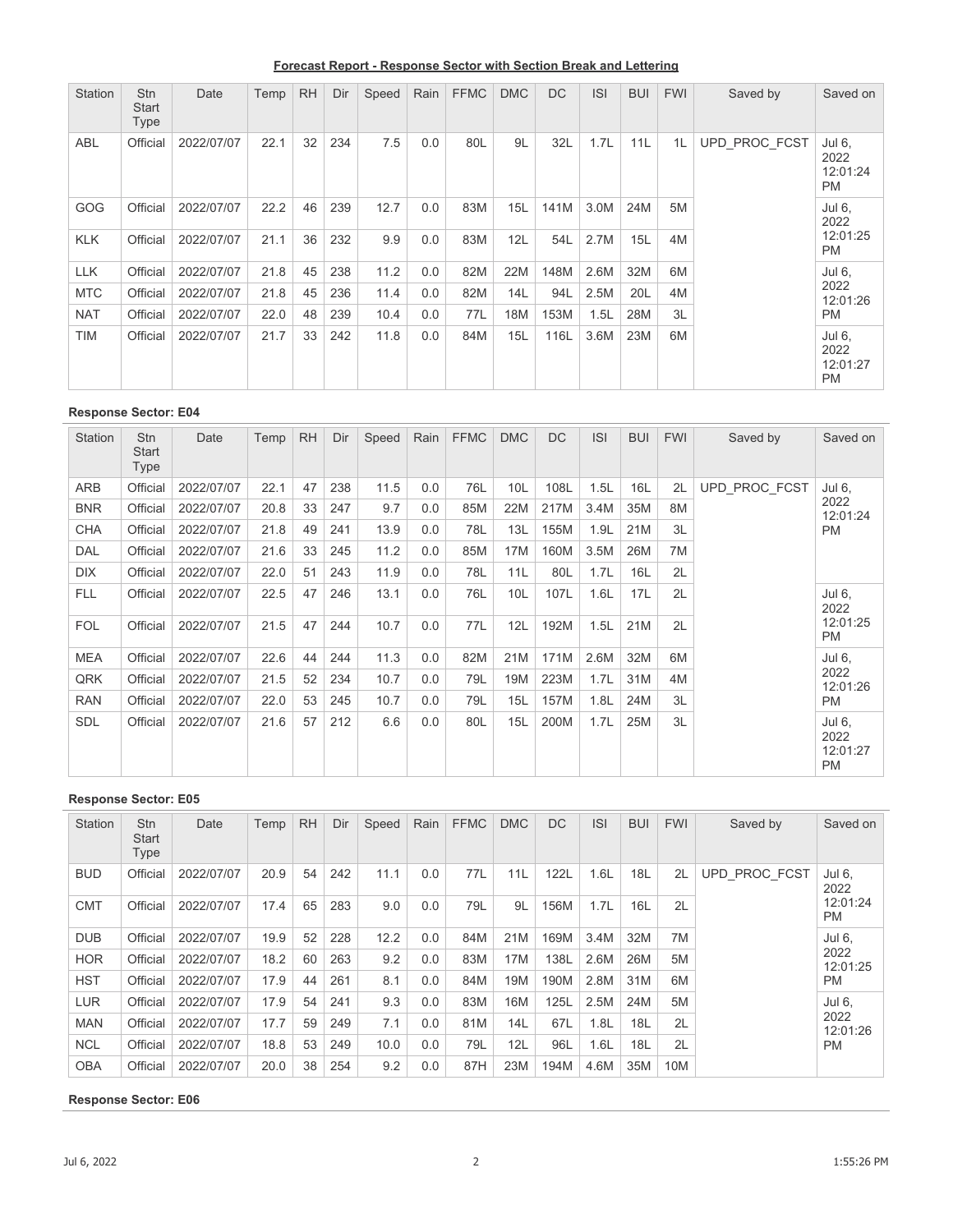**Forecast Report - Response Sector with Section Break and Lettering**

| Station | Stn Start Type | Date | Temp | RH | Dir | Speed | Rain | FFMC | DMC | DC | ISI | BUI | FWI | Saved by | Saved on |
|---|---|---|---|---|---|---|---|---|---|---|---|---|---|---|---|
| ABL | Official | 2022/07/07 | 22.1 | 32 | 234 | 7.5 | 0.0 | 80L | 9L | 32L | 1.7L | 11L | 1L | UPD_PROC_FCST | Jul 6, 2022 12:01:24 PM |
| GOG | Official | 2022/07/07 | 22.2 | 46 | 239 | 12.7 | 0.0 | 83M | 15L | 141M | 3.0M | 24M | 5M | | Jul 6, 2022 12:01:25 PM |
| KLK | Official | 2022/07/07 | 21.1 | 36 | 232 | 9.9 | 0.0 | 83M | 12L | 54L | 2.7M | 15L | 4M | | |
| LLK | Official | 2022/07/07 | 21.8 | 45 | 238 | 11.2 | 0.0 | 82M | 22M | 148M | 2.6M | 32M | 6M | | Jul 6, 2022 12:01:26 PM |
| MTC | Official | 2022/07/07 | 21.8 | 45 | 236 | 11.4 | 0.0 | 82M | 14L | 94L | 2.5M | 20L | 4M | | |
| NAT | Official | 2022/07/07 | 22.0 | 48 | 239 | 10.4 | 0.0 | 77L | 18M | 153M | 1.5L | 28M | 3L | | |
| TIM | Official | 2022/07/07 | 21.7 | 33 | 242 | 11.8 | 0.0 | 84M | 15L | 116L | 3.6M | 23M | 6M | | Jul 6, 2022 12:01:27 PM |

**Response Sector: E04**

| Station | Stn Start Type | Date | Temp | RH | Dir | Speed | Rain | FFMC | DMC | DC | ISI | BUI | FWI | Saved by | Saved on |
|---|---|---|---|---|---|---|---|---|---|---|---|---|---|---|---|
| ARB | Official | 2022/07/07 | 22.1 | 47 | 238 | 11.5 | 0.0 | 76L | 10L | 108L | 1.5L | 16L | 2L | UPD_PROC_FCST | Jul 6, 2022 12:01:24 PM |
| BNR | Official | 2022/07/07 | 20.8 | 33 | 247 | 9.7 | 0.0 | 85M | 22M | 217M | 3.4M | 35M | 8M | | |
| CHA | Official | 2022/07/07 | 21.8 | 49 | 241 | 13.9 | 0.0 | 78L | 13L | 155M | 1.9L | 21M | 3L | | |
| DAL | Official | 2022/07/07 | 21.6 | 33 | 245 | 11.2 | 0.0 | 85M | 17M | 160M | 3.5M | 26M | 7M | | |
| DIX | Official | 2022/07/07 | 22.0 | 51 | 243 | 11.9 | 0.0 | 78L | 11L | 80L | 1.7L | 16L | 2L | | |
| FLL | Official | 2022/07/07 | 22.5 | 47 | 246 | 13.1 | 0.0 | 76L | 10L | 107L | 1.6L | 17L | 2L | | Jul 6, 2022 12:01:25 PM |
| FOL | Official | 2022/07/07 | 21.5 | 47 | 244 | 10.7 | 0.0 | 77L | 12L | 192M | 1.5L | 21M | 2L | | |
| MEA | Official | 2022/07/07 | 22.6 | 44 | 244 | 11.3 | 0.0 | 82M | 21M | 171M | 2.6M | 32M | 6M | | Jul 6, 2022 12:01:26 PM |
| QRK | Official | 2022/07/07 | 21.5 | 52 | 234 | 10.7 | 0.0 | 79L | 19M | 223M | 1.7L | 31M | 4M | | |
| RAN | Official | 2022/07/07 | 22.0 | 53 | 245 | 10.7 | 0.0 | 79L | 15L | 157M | 1.8L | 24M | 3L | | |
| SDL | Official | 2022/07/07 | 21.6 | 57 | 212 | 6.6 | 0.0 | 80L | 15L | 200M | 1.7L | 25M | 3L | | Jul 6, 2022 12:01:27 PM |

**Response Sector: E05**

| Station | Stn Start Type | Date | Temp | RH | Dir | Speed | Rain | FFMC | DMC | DC | ISI | BUI | FWI | Saved by | Saved on |
|---|---|---|---|---|---|---|---|---|---|---|---|---|---|---|---|
| BUD | Official | 2022/07/07 | 20.9 | 54 | 242 | 11.1 | 0.0 | 77L | 11L | 122L | 1.6L | 18L | 2L | UPD_PROC_FCST | Jul 6, 2022 12:01:24 PM |
| CMT | Official | 2022/07/07 | 17.4 | 65 | 283 | 9.0 | 0.0 | 79L | 9L | 156M | 1.7L | 16L | 2L | | |
| DUB | Official | 2022/07/07 | 19.9 | 52 | 228 | 12.2 | 0.0 | 84M | 21M | 169M | 3.4M | 32M | 7M | | Jul 6, 2022 12:01:25 PM |
| HOR | Official | 2022/07/07 | 18.2 | 60 | 263 | 9.2 | 0.0 | 83M | 17M | 138L | 2.6M | 26M | 5M | | |
| HST | Official | 2022/07/07 | 17.9 | 44 | 261 | 8.1 | 0.0 | 84M | 19M | 190M | 2.8M | 31M | 6M | | |
| LUR | Official | 2022/07/07 | 17.9 | 54 | 241 | 9.3 | 0.0 | 83M | 16M | 125L | 2.5M | 24M | 5M | | Jul 6, 2022 12:01:26 PM |
| MAN | Official | 2022/07/07 | 17.7 | 59 | 249 | 7.1 | 0.0 | 81M | 14L | 67L | 1.8L | 18L | 2L | | |
| NCL | Official | 2022/07/07 | 18.8 | 53 | 249 | 10.0 | 0.0 | 79L | 12L | 96L | 1.6L | 18L | 2L | | |
| OBA | Official | 2022/07/07 | 20.0 | 38 | 254 | 9.2 | 0.0 | 87H | 23M | 194M | 4.6M | 35M | 10M | | |

**Response Sector: E06**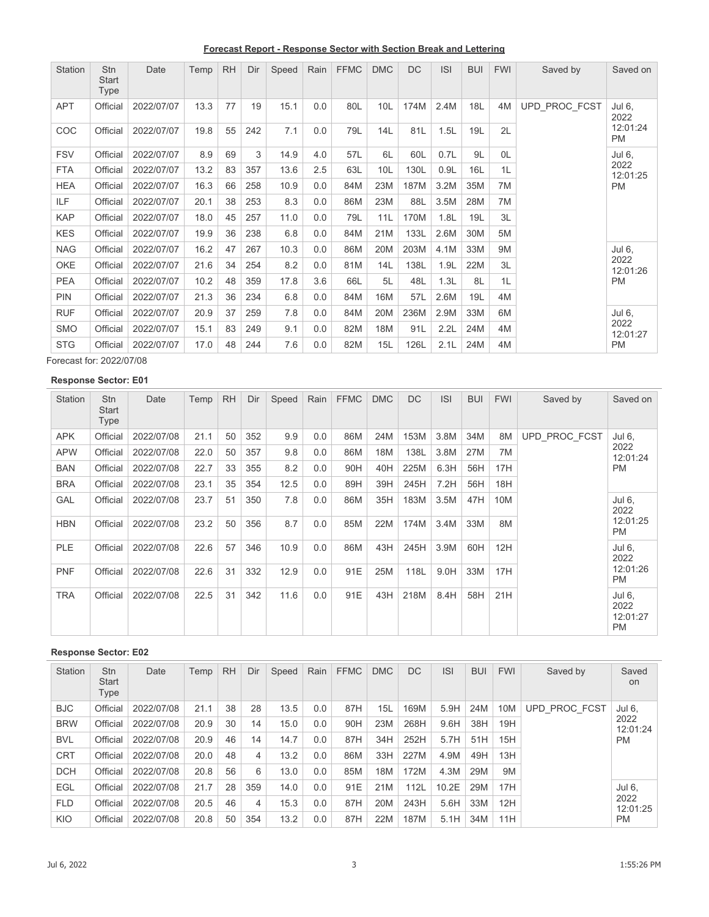**Forecast Report - Response Sector with Section Break and Lettering**

| Station | Stn Start Type | Date | Temp | RH | Dir | Speed | Rain | FFMC | DMC | DC | ISI | BUI | FWI | Saved by | Saved on |
|---|---|---|---|---|---|---|---|---|---|---|---|---|---|---|---|
| APT | Official | 2022/07/07 | 13.3 | 77 | 19 | 15.1 | 0.0 | 80L | 10L | 174M | 2.4M | 18L | 4M | UPD_PROC_FCST | Jul 6, 2022 12:01:24 PM |
| COC | Official | 2022/07/07 | 19.8 | 55 | 242 | 7.1 | 0.0 | 79L | 14L | 81L | 1.5L | 19L | 2L | | |
| FSV | Official | 2022/07/07 | 8.9 | 69 | 3 | 14.9 | 4.0 | 57L | 6L | 60L | 0.7L | 9L | 0L | | Jul 6, 2022 12:01:25 PM |
| FTA | Official | 2022/07/07 | 13.2 | 83 | 357 | 13.6 | 2.5 | 63L | 10L | 130L | 0.9L | 16L | 1L | | |
| HEA | Official | 2022/07/07 | 16.3 | 66 | 258 | 10.9 | 0.0 | 84M | 23M | 187M | 3.2M | 35M | 7M | | |
| ILF | Official | 2022/07/07 | 20.1 | 38 | 253 | 8.3 | 0.0 | 86M | 23M | 88L | 3.5M | 28M | 7M | | |
| KAP | Official | 2022/07/07 | 18.0 | 45 | 257 | 11.0 | 0.0 | 79L | 11L | 170M | 1.8L | 19L | 3L | | |
| KES | Official | 2022/07/07 | 19.9 | 36 | 238 | 6.8 | 0.0 | 84M | 21M | 133L | 2.6M | 30M | 5M | | |
| NAG | Official | 2022/07/07 | 16.2 | 47 | 267 | 10.3 | 0.0 | 86M | 20M | 203M | 4.1M | 33M | 9M | | Jul 6, 2022 12:01:26 PM |
| OKE | Official | 2022/07/07 | 21.6 | 34 | 254 | 8.2 | 0.0 | 81M | 14L | 138L | 1.9L | 22M | 3L | | |
| PEA | Official | 2022/07/07 | 10.2 | 48 | 359 | 17.8 | 3.6 | 66L | 5L | 48L | 1.3L | 8L | 1L | | |
| PIN | Official | 2022/07/07 | 21.3 | 36 | 234 | 6.8 | 0.0 | 84M | 16M | 57L | 2.6M | 19L | 4M | | |
| RUF | Official | 2022/07/07 | 20.9 | 37 | 259 | 7.8 | 0.0 | 84M | 20M | 236M | 2.9M | 33M | 6M | | Jul 6, 2022 12:01:27 PM |
| SMO | Official | 2022/07/07 | 15.1 | 83 | 249 | 9.1 | 0.0 | 82M | 18M | 91L | 2.2L | 24M | 4M | | |
| STG | Official | 2022/07/07 | 17.0 | 48 | 244 | 7.6 | 0.0 | 82M | 15L | 126L | 2.1L | 24M | 4M | | |

Forecast for: 2022/07/08

**Response Sector: E01**

| Station | Stn Start Type | Date | Temp | RH | Dir | Speed | Rain | FFMC | DMC | DC | ISI | BUI | FWI | Saved by | Saved on |
|---|---|---|---|---|---|---|---|---|---|---|---|---|---|---|---|
| APK | Official | 2022/07/08 | 21.1 | 50 | 352 | 9.9 | 0.0 | 86M | 24M | 153M | 3.8M | 34M | 8M | UPD_PROC_FCST | Jul 6, 2022 12:01:24 PM |
| APW | Official | 2022/07/08 | 22.0 | 50 | 357 | 9.8 | 0.0 | 86M | 18M | 138L | 3.8M | 27M | 7M | | |
| BAN | Official | 2022/07/08 | 22.7 | 33 | 355 | 8.2 | 0.0 | 90H | 40H | 225M | 6.3H | 56H | 17H | | |
| BRA | Official | 2022/07/08 | 23.1 | 35 | 354 | 12.5 | 0.0 | 89H | 39H | 245H | 7.2H | 56H | 18H | | |
| GAL | Official | 2022/07/08 | 23.7 | 51 | 350 | 7.8 | 0.0 | 86M | 35H | 183M | 3.5M | 47H | 10M | | Jul 6, 2022 12:01:25 PM |
| HBN | Official | 2022/07/08 | 23.2 | 50 | 356 | 8.7 | 0.0 | 85M | 22M | 174M | 3.4M | 33M | 8M | | |
| PLE | Official | 2022/07/08 | 22.6 | 57 | 346 | 10.9 | 0.0 | 86M | 43H | 245H | 3.9M | 60H | 12H | | Jul 6, 2022 12:01:26 PM |
| PNF | Official | 2022/07/08 | 22.6 | 31 | 332 | 12.9 | 0.0 | 91E | 25M | 118L | 9.0H | 33M | 17H | | |
| TRA | Official | 2022/07/08 | 22.5 | 31 | 342 | 11.6 | 0.0 | 91E | 43H | 218M | 8.4H | 58H | 21H | | Jul 6, 2022 12:01:27 PM |

**Response Sector: E02**

| Station | Stn Start Type | Date | Temp | RH | Dir | Speed | Rain | FFMC | DMC | DC | ISI | BUI | FWI | Saved by | Saved on |
|---|---|---|---|---|---|---|---|---|---|---|---|---|---|---|---|
| BJC | Official | 2022/07/08 | 21.1 | 38 | 28 | 13.5 | 0.0 | 87H | 15L | 169M | 5.9H | 24M | 10M | UPD_PROC_FCST | Jul 6, 2022 12:01:24 PM |
| BRW | Official | 2022/07/08 | 20.9 | 30 | 14 | 15.0 | 0.0 | 90H | 23M | 268H | 9.6H | 38H | 19H | | |
| BVL | Official | 2022/07/08 | 20.9 | 46 | 14 | 14.7 | 0.0 | 87H | 34H | 252H | 5.7H | 51H | 15H | | |
| CRT | Official | 2022/07/08 | 20.0 | 48 | 4 | 13.2 | 0.0 | 86M | 33H | 227M | 4.9M | 49H | 13H | | |
| DCH | Official | 2022/07/08 | 20.8 | 56 | 6 | 13.0 | 0.0 | 85M | 18M | 172M | 4.3M | 29M | 9M | | |
| EGL | Official | 2022/07/08 | 21.7 | 28 | 359 | 14.0 | 0.0 | 91E | 21M | 112L | 10.2E | 29M | 17H | | Jul 6, 2022 12:01:25 PM |
| FLD | Official | 2022/07/08 | 20.5 | 46 | 4 | 15.3 | 0.0 | 87H | 20M | 243H | 5.6H | 33M | 12H | | |
| KIO | Official | 2022/07/08 | 20.8 | 50 | 354 | 13.2 | 0.0 | 87H | 22M | 187M | 5.1H | 34M | 11H | | |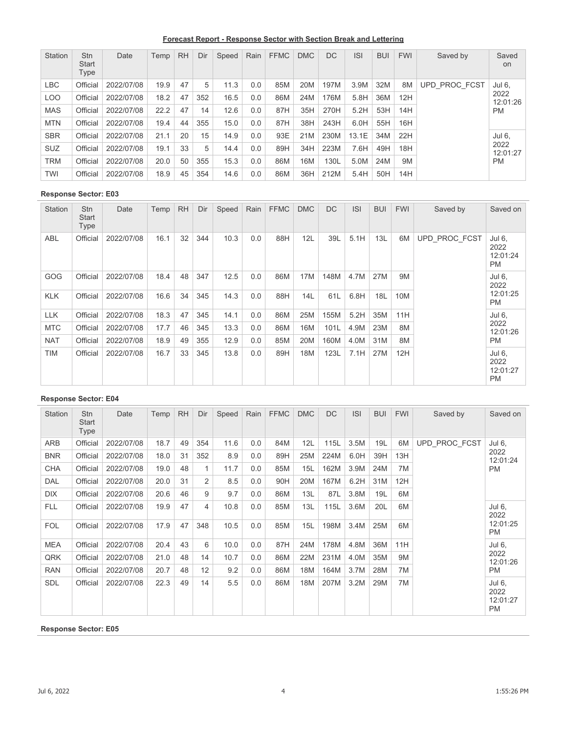**Forecast Report - Response Sector with Section Break and Lettering**

| Station | Stn Start Type | Date | Temp | RH | Dir | Speed | Rain | FFMC | DMC | DC | ISI | BUI | FWI | Saved by | Saved on |
|---|---|---|---|---|---|---|---|---|---|---|---|---|---|---|---|
| LBC | Official | 2022/07/08 | 19.9 | 47 | 5 | 11.3 | 0.0 | 85M | 20M | 197M | 3.9M | 32M | 8M | UPD_PROC_FCST | Jul 6, 2022 12:01:26 PM |
| LOO | Official | 2022/07/08 | 18.2 | 47 | 352 | 16.5 | 0.0 | 86M | 24M | 176M | 5.8H | 36M | 12H | | |
| MAS | Official | 2022/07/08 | 22.2 | 47 | 14 | 12.6 | 0.0 | 87H | 35H | 270H | 5.2H | 53H | 14H | | |
| MTN | Official | 2022/07/08 | 19.4 | 44 | 355 | 15.0 | 0.0 | 87H | 38H | 243H | 6.0H | 55H | 16H | | |
| SBR | Official | 2022/07/08 | 21.1 | 20 | 15 | 14.9 | 0.0 | 93E | 21M | 230M | 13.1E | 34M | 22H | | Jul 6, 2022 12:01:27 PM |
| SUZ | Official | 2022/07/08 | 19.1 | 33 | 5 | 14.4 | 0.0 | 89H | 34H | 223M | 7.6H | 49H | 18H | | |
| TRM | Official | 2022/07/08 | 20.0 | 50 | 355 | 15.3 | 0.0 | 86M | 16M | 130L | 5.0M | 24M | 9M | | |
| TWI | Official | 2022/07/08 | 18.9 | 45 | 354 | 14.6 | 0.0 | 86M | 36H | 212M | 5.4H | 50H | 14H | | |

**Response Sector: E03**

| Station | Stn Start Type | Date | Temp | RH | Dir | Speed | Rain | FFMC | DMC | DC | ISI | BUI | FWI | Saved by | Saved on |
|---|---|---|---|---|---|---|---|---|---|---|---|---|---|---|---|
| ABL | Official | 2022/07/08 | 16.1 | 32 | 344 | 10.3 | 0.0 | 88H | 12L | 39L | 5.1H | 13L | 6M | UPD_PROC_FCST | Jul 6, 2022 12:01:24 PM |
| GOG | Official | 2022/07/08 | 18.4 | 48 | 347 | 12.5 | 0.0 | 86M | 17M | 148M | 4.7M | 27M | 9M | | Jul 6, 2022 12:01:25 PM |
| KLK | Official | 2022/07/08 | 16.6 | 34 | 345 | 14.3 | 0.0 | 88H | 14L | 61L | 6.8H | 18L | 10M | | |
| LLK | Official | 2022/07/08 | 18.3 | 47 | 345 | 14.1 | 0.0 | 86M | 25M | 155M | 5.2H | 35M | 11H | | Jul 6, 2022 12:01:26 PM |
| MTC | Official | 2022/07/08 | 17.7 | 46 | 345 | 13.3 | 0.0 | 86M | 16M | 101L | 4.9M | 23M | 8M | | |
| NAT | Official | 2022/07/08 | 18.9 | 49 | 355 | 12.9 | 0.0 | 85M | 20M | 160M | 4.0M | 31M | 8M | | |
| TIM | Official | 2022/07/08 | 16.7 | 33 | 345 | 13.8 | 0.0 | 89H | 18M | 123L | 7.1H | 27M | 12H | | Jul 6, 2022 12:01:27 PM |

**Response Sector: E04**

| Station | Stn Start Type | Date | Temp | RH | Dir | Speed | Rain | FFMC | DMC | DC | ISI | BUI | FWI | Saved by | Saved on |
|---|---|---|---|---|---|---|---|---|---|---|---|---|---|---|---|
| ARB | Official | 2022/07/08 | 18.7 | 49 | 354 | 11.6 | 0.0 | 84M | 12L | 115L | 3.5M | 19L | 6M | UPD_PROC_FCST | Jul 6, 2022 12:01:24 PM |
| BNR | Official | 2022/07/08 | 18.0 | 31 | 352 | 8.9 | 0.0 | 89H | 25M | 224M | 6.0H | 39H | 13H | | |
| CHA | Official | 2022/07/08 | 19.0 | 48 | 1 | 11.7 | 0.0 | 85M | 15L | 162M | 3.9M | 24M | 7M | | |
| DAL | Official | 2022/07/08 | 20.0 | 31 | 2 | 8.5 | 0.0 | 90H | 20M | 167M | 6.2H | 31M | 12H | | |
| DIX | Official | 2022/07/08 | 20.6 | 46 | 9 | 9.7 | 0.0 | 86M | 13L | 87L | 3.8M | 19L | 6M | | |
| FLL | Official | 2022/07/08 | 19.9 | 47 | 4 | 10.8 | 0.0 | 85M | 13L | 115L | 3.6M | 20L | 6M | | Jul 6, 2022 12:01:25 PM |
| FOL | Official | 2022/07/08 | 17.9 | 47 | 348 | 10.5 | 0.0 | 85M | 15L | 198M | 3.4M | 25M | 6M | | |
| MEA | Official | 2022/07/08 | 20.4 | 43 | 6 | 10.0 | 0.0 | 87H | 24M | 178M | 4.8M | 36M | 11H | | Jul 6, 2022 12:01:26 PM |
| QRK | Official | 2022/07/08 | 21.0 | 48 | 14 | 10.7 | 0.0 | 86M | 22M | 231M | 4.0M | 35M | 9M | | |
| RAN | Official | 2022/07/08 | 20.7 | 48 | 12 | 9.2 | 0.0 | 86M | 18M | 164M | 3.7M | 28M | 7M | | |
| SDL | Official | 2022/07/08 | 22.3 | 49 | 14 | 5.5 | 0.0 | 86M | 18M | 207M | 3.2M | 29M | 7M | | Jul 6, 2022 12:01:27 PM |

**Response Sector: E05**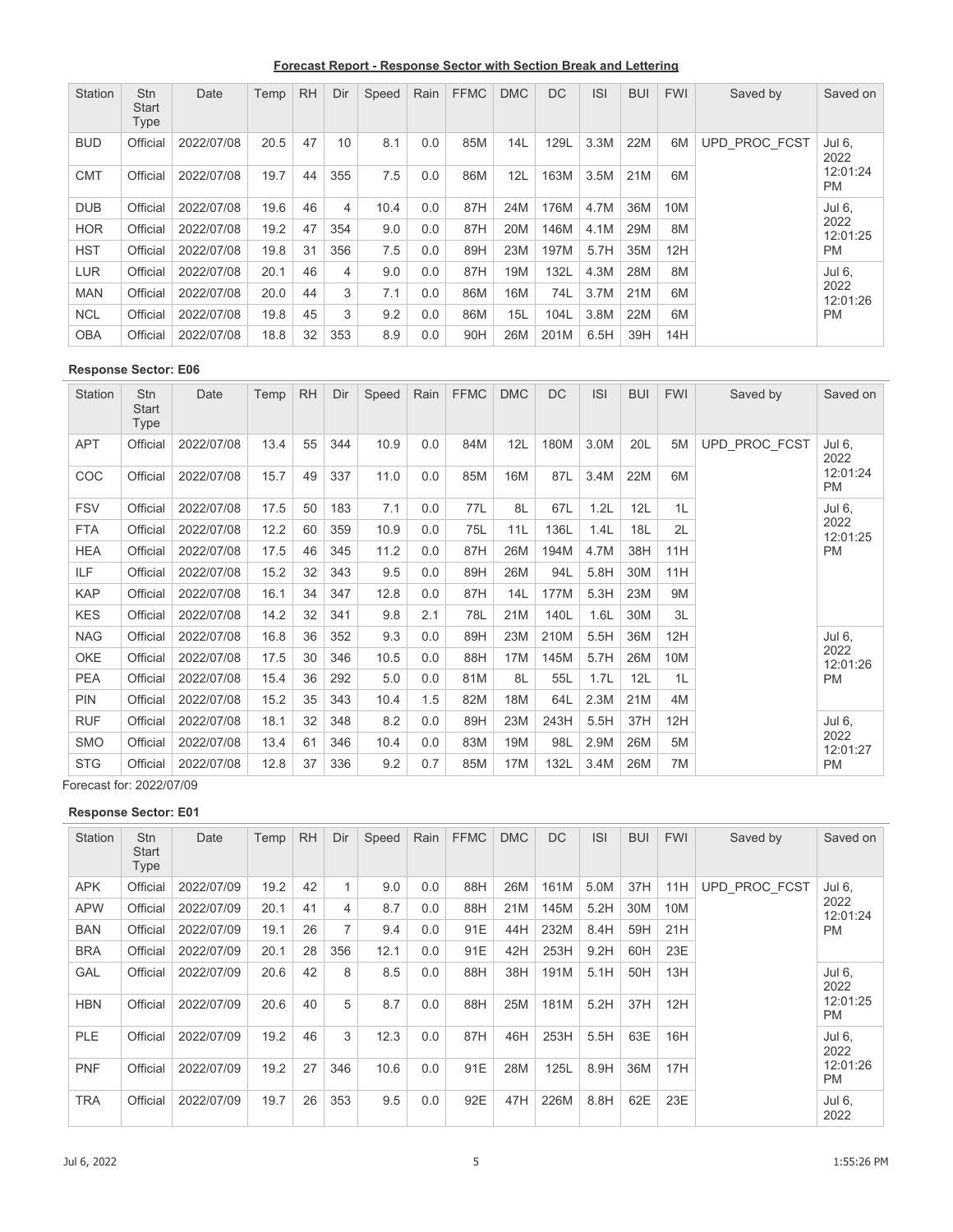**Forecast Report - Response Sector with Section Break and Lettering**

| Station | Stn Start Type | Date | Temp | RH | Dir | Speed | Rain | FFMC | DMC | DC | ISI | BUI | FWI | Saved by | Saved on |
|---|---|---|---|---|---|---|---|---|---|---|---|---|---|---|---|
| BUD | Official | 2022/07/08 | 20.5 | 47 | 10 | 8.1 | 0.0 | 85M | 14L | 129L | 3.3M | 22M | 6M | UPD_PROC_FCST | Jul 6, 2022 12:01:24 PM |
| CMT | Official | 2022/07/08 | 19.7 | 44 | 355 | 7.5 | 0.0 | 86M | 12L | 163M | 3.5M | 21M | 6M | | |
| DUB | Official | 2022/07/08 | 19.6 | 46 | 4 | 10.4 | 0.0 | 87H | 24M | 176M | 4.7M | 36M | 10M | | Jul 6, 2022 12:01:25 PM |
| HOR | Official | 2022/07/08 | 19.2 | 47 | 354 | 9.0 | 0.0 | 87H | 20M | 146M | 4.1M | 29M | 8M | | |
| HST | Official | 2022/07/08 | 19.8 | 31 | 356 | 7.5 | 0.0 | 89H | 23M | 197M | 5.7H | 35M | 12H | | |
| LUR | Official | 2022/07/08 | 20.1 | 46 | 4 | 9.0 | 0.0 | 87H | 19M | 132L | 4.3M | 28M | 8M | | Jul 6, 2022 12:01:26 PM |
| MAN | Official | 2022/07/08 | 20.0 | 44 | 3 | 7.1 | 0.0 | 86M | 16M | 74L | 3.7M | 21M | 6M | | |
| NCL | Official | 2022/07/08 | 19.8 | 45 | 3 | 9.2 | 0.0 | 86M | 15L | 104L | 3.8M | 22M | 6M | | |
| OBA | Official | 2022/07/08 | 18.8 | 32 | 353 | 8.9 | 0.0 | 90H | 26M | 201M | 6.5H | 39H | 14H | | |

**Response Sector: E06**

| Station | Stn Start Type | Date | Temp | RH | Dir | Speed | Rain | FFMC | DMC | DC | ISI | BUI | FWI | Saved by | Saved on |
|---|---|---|---|---|---|---|---|---|---|---|---|---|---|---|---|
| APT | Official | 2022/07/08 | 13.4 | 55 | 344 | 10.9 | 0.0 | 84M | 12L | 180M | 3.0M | 20L | 5M | UPD_PROC_FCST | Jul 6, 2022 12:01:24 PM |
| COC | Official | 2022/07/08 | 15.7 | 49 | 337 | 11.0 | 0.0 | 85M | 16M | 87L | 3.4M | 22M | 6M | | |
| FSV | Official | 2022/07/08 | 17.5 | 50 | 183 | 7.1 | 0.0 | 77L | 8L | 67L | 1.2L | 12L | 1L | | Jul 6, 2022 12:01:25 PM |
| FTA | Official | 2022/07/08 | 12.2 | 60 | 359 | 10.9 | 0.0 | 75L | 11L | 136L | 1.4L | 18L | 2L | | |
| HEA | Official | 2022/07/08 | 17.5 | 46 | 345 | 11.2 | 0.0 | 87H | 26M | 194M | 4.7M | 38H | 11H | | |
| ILF | Official | 2022/07/08 | 15.2 | 32 | 343 | 9.5 | 0.0 | 89H | 26M | 94L | 5.8H | 30M | 11H | | |
| KAP | Official | 2022/07/08 | 16.1 | 34 | 347 | 12.8 | 0.0 | 87H | 14L | 177M | 5.3H | 23M | 9M | | |
| KES | Official | 2022/07/08 | 14.2 | 32 | 341 | 9.8 | 2.1 | 78L | 21M | 140L | 1.6L | 30M | 3L | | |
| NAG | Official | 2022/07/08 | 16.8 | 36 | 352 | 9.3 | 0.0 | 89H | 23M | 210M | 5.5H | 36M | 12H | | Jul 6, 2022 12:01:26 PM |
| OKE | Official | 2022/07/08 | 17.5 | 30 | 346 | 10.5 | 0.0 | 88H | 17M | 145M | 5.7H | 26M | 10M | | |
| PEA | Official | 2022/07/08 | 15.4 | 36 | 292 | 5.0 | 0.0 | 81M | 8L | 55L | 1.7L | 12L | 1L | | |
| PIN | Official | 2022/07/08 | 15.2 | 35 | 343 | 10.4 | 1.5 | 82M | 18M | 64L | 2.3M | 21M | 4M | | |
| RUF | Official | 2022/07/08 | 18.1 | 32 | 348 | 8.2 | 0.0 | 89H | 23M | 243H | 5.5H | 37H | 12H | | Jul 6, 2022 12:01:27 PM |
| SMO | Official | 2022/07/08 | 13.4 | 61 | 346 | 10.4 | 0.0 | 83M | 19M | 98L | 2.9M | 26M | 5M | | |
| STG | Official | 2022/07/08 | 12.8 | 37 | 336 | 9.2 | 0.7 | 85M | 17M | 132L | 3.4M | 26M | 7M | | |

Forecast for: 2022/07/09

**Response Sector: E01**

| Station | Stn Start Type | Date | Temp | RH | Dir | Speed | Rain | FFMC | DMC | DC | ISI | BUI | FWI | Saved by | Saved on |
|---|---|---|---|---|---|---|---|---|---|---|---|---|---|---|---|
| APK | Official | 2022/07/09 | 19.2 | 42 | 1 | 9.0 | 0.0 | 88H | 26M | 161M | 5.0M | 37H | 11H | UPD_PROC_FCST | Jul 6, 2022 12:01:24 PM |
| APW | Official | 2022/07/09 | 20.1 | 41 | 4 | 8.7 | 0.0 | 88H | 21M | 145M | 5.2H | 30M | 10M | | |
| BAN | Official | 2022/07/09 | 19.1 | 26 | 7 | 9.4 | 0.0 | 91E | 44H | 232M | 8.4H | 59H | 21H | | |
| BRA | Official | 2022/07/09 | 20.1 | 28 | 356 | 12.1 | 0.0 | 91E | 42H | 253H | 9.2H | 60H | 23E | | |
| GAL | Official | 2022/07/09 | 20.6 | 42 | 8 | 8.5 | 0.0 | 88H | 38H | 191M | 5.1H | 50H | 13H | | Jul 6, 2022 12:01:25 PM |
| HBN | Official | 2022/07/09 | 20.6 | 40 | 5 | 8.7 | 0.0 | 88H | 25M | 181M | 5.2H | 37H | 12H | | |
| PLE | Official | 2022/07/09 | 19.2 | 46 | 3 | 12.3 | 0.0 | 87H | 46H | 253H | 5.5H | 63E | 16H | | Jul 6, 2022 12:01:26 PM |
| PNF | Official | 2022/07/09 | 19.2 | 27 | 346 | 10.6 | 0.0 | 91E | 28M | 125L | 8.9H | 36M | 17H | | |
| TRA | Official | 2022/07/09 | 19.7 | 26 | 353 | 9.5 | 0.0 | 92E | 47H | 226M | 8.8H | 62E | 23E | | Jul 6, 2022 |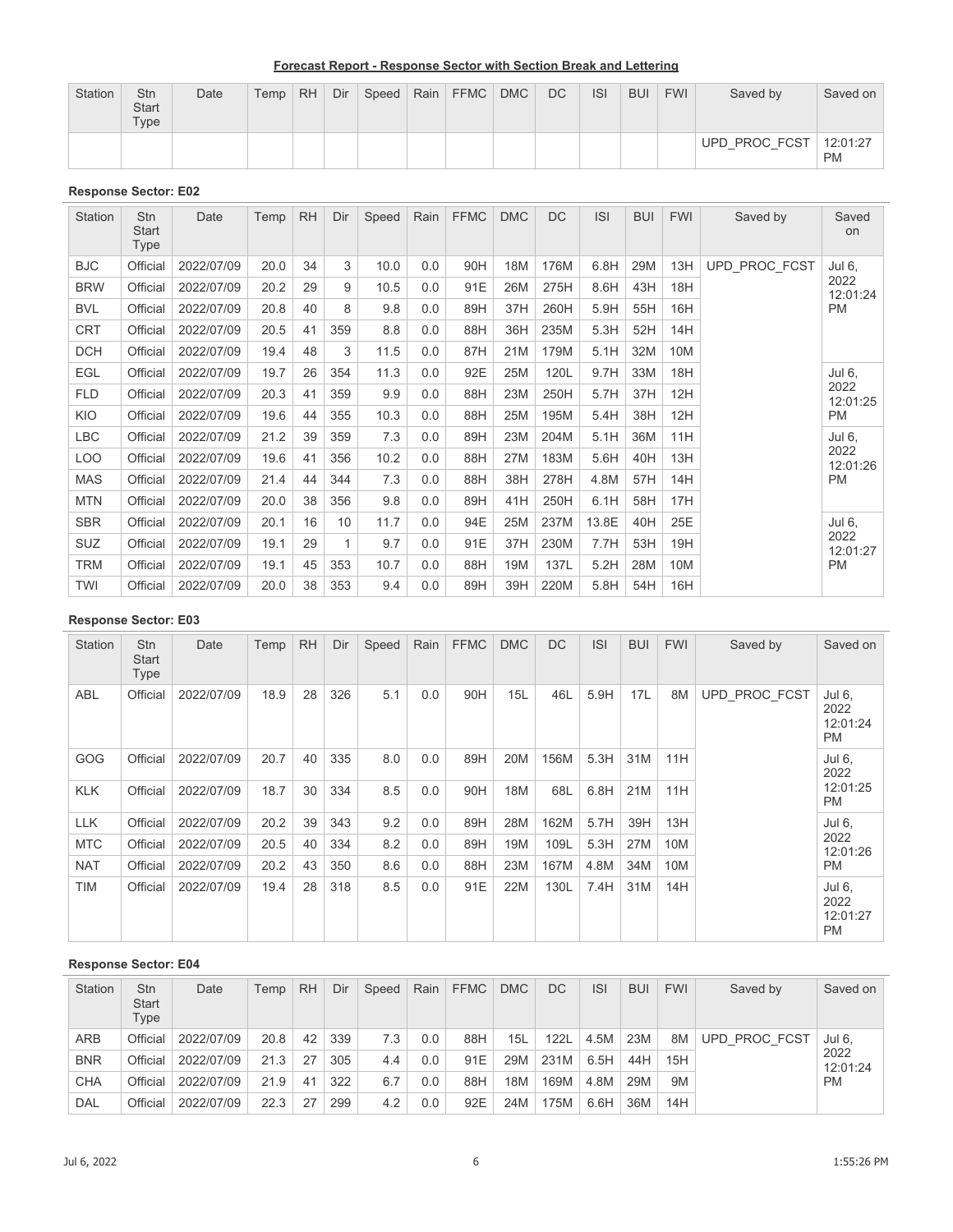**Forecast Report - Response Sector with Section Break and Lettering**

| Station | Stn Start Type | Date | Temp | RH | Dir | Speed | Rain | FFMC | DMC | DC | ISI | BUI | FWI | Saved by | Saved on |
|---|---|---|---|---|---|---|---|---|---|---|---|---|---|---|---|
| | | | | | | | | | | | | | | UPD_PROC_FCST | 12:01:27 PM |

**Response Sector: E02**

| Station | Stn Start Type | Date | Temp | RH | Dir | Speed | Rain | FFMC | DMC | DC | ISI | BUI | FWI | Saved by | Saved on |
|---|---|---|---|---|---|---|---|---|---|---|---|---|---|---|---|
| BJC | Official | 2022/07/09 | 20.0 | 34 | 3 | 10.0 | 0.0 | 90H | 18M | 176M | 6.8H | 29M | 13H | UPD_PROC_FCST | Jul 6, 2022 12:01:24 PM |
| BRW | Official | 2022/07/09 | 20.2 | 29 | 9 | 10.5 | 0.0 | 91E | 26M | 275H | 8.6H | 43H | 18H | | |
| BVL | Official | 2022/07/09 | 20.8 | 40 | 8 | 9.8 | 0.0 | 89H | 37H | 260H | 5.9H | 55H | 16H | | |
| CRT | Official | 2022/07/09 | 20.5 | 41 | 359 | 8.8 | 0.0 | 88H | 36H | 235M | 5.3H | 52H | 14H | | |
| DCH | Official | 2022/07/09 | 19.4 | 48 | 3 | 11.5 | 0.0 | 87H | 21M | 179M | 5.1H | 32M | 10M | | |
| EGL | Official | 2022/07/09 | 19.7 | 26 | 354 | 11.3 | 0.0 | 92E | 25M | 120L | 9.7H | 33M | 18H | | Jul 6, 2022 12:01:25 PM |
| FLD | Official | 2022/07/09 | 20.3 | 41 | 359 | 9.9 | 0.0 | 88H | 23M | 250H | 5.7H | 37H | 12H | | |
| KIO | Official | 2022/07/09 | 19.6 | 44 | 355 | 10.3 | 0.0 | 88H | 25M | 195M | 5.4H | 38H | 12H | | |
| LBC | Official | 2022/07/09 | 21.2 | 39 | 359 | 7.3 | 0.0 | 89H | 23M | 204M | 5.1H | 36M | 11H | | Jul 6, 2022 12:01:26 PM |
| LOO | Official | 2022/07/09 | 19.6 | 41 | 356 | 10.2 | 0.0 | 88H | 27M | 183M | 5.6H | 40H | 13H | | |
| MAS | Official | 2022/07/09 | 21.4 | 44 | 344 | 7.3 | 0.0 | 88H | 38H | 278H | 4.8M | 57H | 14H | | |
| MTN | Official | 2022/07/09 | 20.0 | 38 | 356 | 9.8 | 0.0 | 89H | 41H | 250H | 6.1H | 58H | 17H | | |
| SBR | Official | 2022/07/09 | 20.1 | 16 | 10 | 11.7 | 0.0 | 94E | 25M | 237M | 13.8E | 40H | 25E | | Jul 6, 2022 12:01:27 PM |
| SUZ | Official | 2022/07/09 | 19.1 | 29 | 1 | 9.7 | 0.0 | 91E | 37H | 230M | 7.7H | 53H | 19H | | |
| TRM | Official | 2022/07/09 | 19.1 | 45 | 353 | 10.7 | 0.0 | 88H | 19M | 137L | 5.2H | 28M | 10M | | |
| TWI | Official | 2022/07/09 | 20.0 | 38 | 353 | 9.4 | 0.0 | 89H | 39H | 220M | 5.8H | 54H | 16H | | |

**Response Sector: E03**

| Station | Stn Start Type | Date | Temp | RH | Dir | Speed | Rain | FFMC | DMC | DC | ISI | BUI | FWI | Saved by | Saved on |
|---|---|---|---|---|---|---|---|---|---|---|---|---|---|---|---|
| ABL | Official | 2022/07/09 | 18.9 | 28 | 326 | 5.1 | 0.0 | 90H | 15L | 46L | 5.9H | 17L | 8M | UPD_PROC_FCST | Jul 6, 2022 12:01:24 PM |
| GOG | Official | 2022/07/09 | 20.7 | 40 | 335 | 8.0 | 0.0 | 89H | 20M | 156M | 5.3H | 31M | 11H | | Jul 6, 2022 12:01:25 PM |
| KLK | Official | 2022/07/09 | 18.7 | 30 | 334 | 8.5 | 0.0 | 90H | 18M | 68L | 6.8H | 21M | 11H | | |
| LLK | Official | 2022/07/09 | 20.2 | 39 | 343 | 9.2 | 0.0 | 89H | 28M | 162M | 5.7H | 39H | 13H | | Jul 6, 2022 12:01:26 PM |
| MTC | Official | 2022/07/09 | 20.5 | 40 | 334 | 8.2 | 0.0 | 89H | 19M | 109L | 5.3H | 27M | 10M | | |
| NAT | Official | 2022/07/09 | 20.2 | 43 | 350 | 8.6 | 0.0 | 88H | 23M | 167M | 4.8M | 34M | 10M | | |
| TIM | Official | 2022/07/09 | 19.4 | 28 | 318 | 8.5 | 0.0 | 91E | 22M | 130L | 7.4H | 31M | 14H | | Jul 6, 2022 12:01:27 PM |

**Response Sector: E04**

| Station | Stn Start Type | Date | Temp | RH | Dir | Speed | Rain | FFMC | DMC | DC | ISI | BUI | FWI | Saved by | Saved on |
|---|---|---|---|---|---|---|---|---|---|---|---|---|---|---|---|
| ARB | Official | 2022/07/09 | 20.8 | 42 | 339 | 7.3 | 0.0 | 88H | 15L | 122L | 4.5M | 23M | 8M | UPD_PROC_FCST | Jul 6, 2022 12:01:24 PM |
| BNR | Official | 2022/07/09 | 21.3 | 27 | 305 | 4.4 | 0.0 | 91E | 29M | 231M | 6.5H | 44H | 15H | | |
| CHA | Official | 2022/07/09 | 21.9 | 41 | 322 | 6.7 | 0.0 | 88H | 18M | 169M | 4.8M | 29M | 9M | | |
| DAL | Official | 2022/07/09 | 22.3 | 27 | 299 | 4.2 | 0.0 | 92E | 24M | 175M | 6.6H | 36M | 14H | | |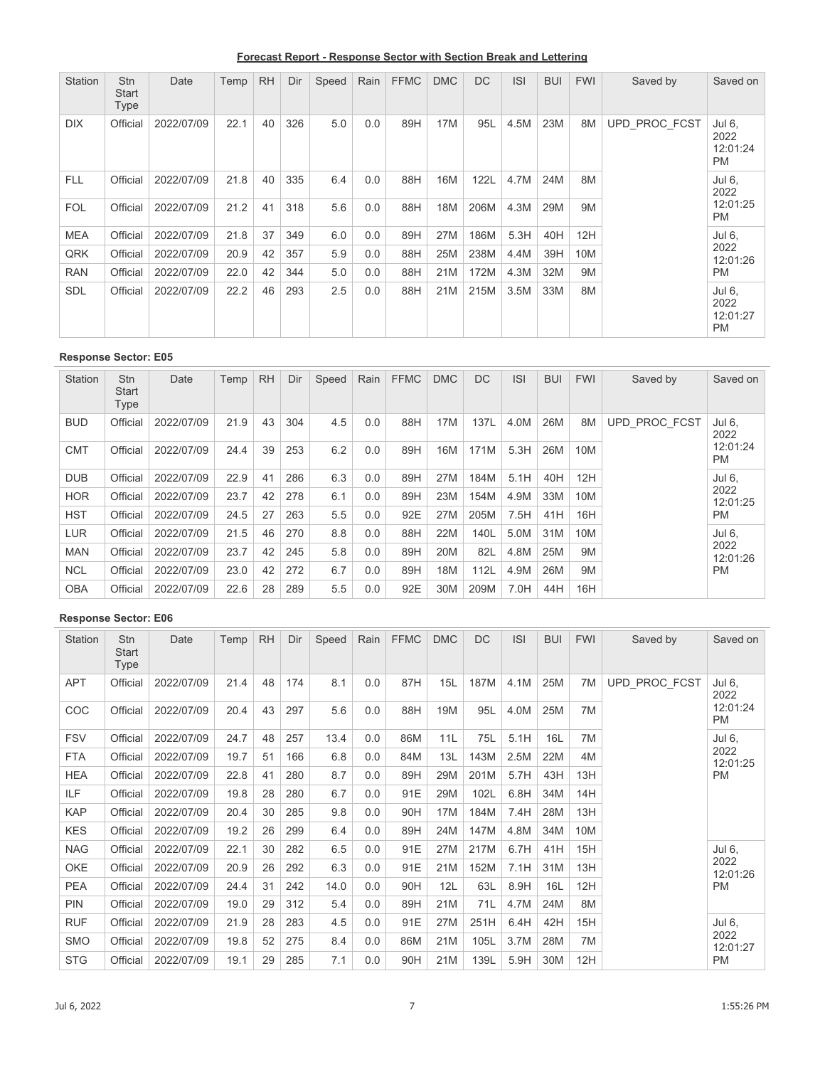**Forecast Report - Response Sector with Section Break and Lettering**

| Station | Stn Start Type | Date | Temp | RH | Dir | Speed | Rain | FFMC | DMC | DC | ISI | BUI | FWI | Saved by | Saved on |
|---|---|---|---|---|---|---|---|---|---|---|---|---|---|---|---|
| DIX | Official | 2022/07/09 | 22.1 | 40 | 326 | 5.0 | 0.0 | 89H | 17M | 95L | 4.5M | 23M | 8M | UPD_PROC_FCST | Jul 6, 2022 12:01:24 PM |
| FLL | Official | 2022/07/09 | 21.8 | 40 | 335 | 6.4 | 0.0 | 88H | 16M | 122L | 4.7M | 24M | 8M | | Jul 6, 2022 12:01:25 PM |
| FOL | Official | 2022/07/09 | 21.2 | 41 | 318 | 5.6 | 0.0 | 88H | 18M | 206M | 4.3M | 29M | 9M | | |
| MEA | Official | 2022/07/09 | 21.8 | 37 | 349 | 6.0 | 0.0 | 89H | 27M | 186M | 5.3H | 40H | 12H | | Jul 6, 2022 12:01:26 PM |
| QRK | Official | 2022/07/09 | 20.9 | 42 | 357 | 5.9 | 0.0 | 88H | 25M | 238M | 4.4M | 39H | 10M | | |
| RAN | Official | 2022/07/09 | 22.0 | 42 | 344 | 5.0 | 0.0 | 88H | 21M | 172M | 4.3M | 32M | 9M | | |
| SDL | Official | 2022/07/09 | 22.2 | 46 | 293 | 2.5 | 0.0 | 88H | 21M | 215M | 3.5M | 33M | 8M | | Jul 6, 2022 12:01:27 PM |

**Response Sector: E05**

| Station | Stn Start Type | Date | Temp | RH | Dir | Speed | Rain | FFMC | DMC | DC | ISI | BUI | FWI | Saved by | Saved on |
|---|---|---|---|---|---|---|---|---|---|---|---|---|---|---|---|
| BUD | Official | 2022/07/09 | 21.9 | 43 | 304 | 4.5 | 0.0 | 88H | 17M | 137L | 4.0M | 26M | 8M | UPD_PROC_FCST | Jul 6, 2022 12:01:24 PM |
| CMT | Official | 2022/07/09 | 24.4 | 39 | 253 | 6.2 | 0.0 | 89H | 16M | 171M | 5.3H | 26M | 10M | | |
| DUB | Official | 2022/07/09 | 22.9 | 41 | 286 | 6.3 | 0.0 | 89H | 27M | 184M | 5.1H | 40H | 12H | | Jul 6, 2022 12:01:25 PM |
| HOR | Official | 2022/07/09 | 23.7 | 42 | 278 | 6.1 | 0.0 | 89H | 23M | 154M | 4.9M | 33M | 10M | | |
| HST | Official | 2022/07/09 | 24.5 | 27 | 263 | 5.5 | 0.0 | 92E | 27M | 205M | 7.5H | 41H | 16H | | |
| LUR | Official | 2022/07/09 | 21.5 | 46 | 270 | 8.8 | 0.0 | 88H | 22M | 140L | 5.0M | 31M | 10M | | Jul 6, 2022 12:01:26 PM |
| MAN | Official | 2022/07/09 | 23.7 | 42 | 245 | 5.8 | 0.0 | 89H | 20M | 82L | 4.8M | 25M | 9M | | |
| NCL | Official | 2022/07/09 | 23.0 | 42 | 272 | 6.7 | 0.0 | 89H | 18M | 112L | 4.9M | 26M | 9M | | |
| OBA | Official | 2022/07/09 | 22.6 | 28 | 289 | 5.5 | 0.0 | 92E | 30M | 209M | 7.0H | 44H | 16H | | |

**Response Sector: E06**

| Station | Stn Start Type | Date | Temp | RH | Dir | Speed | Rain | FFMC | DMC | DC | ISI | BUI | FWI | Saved by | Saved on |
|---|---|---|---|---|---|---|---|---|---|---|---|---|---|---|---|
| APT | Official | 2022/07/09 | 21.4 | 48 | 174 | 8.1 | 0.0 | 87H | 15L | 187M | 4.1M | 25M | 7M | UPD_PROC_FCST | Jul 6, 2022 12:01:24 PM |
| COC | Official | 2022/07/09 | 20.4 | 43 | 297 | 5.6 | 0.0 | 88H | 19M | 95L | 4.0M | 25M | 7M | | |
| FSV | Official | 2022/07/09 | 24.7 | 48 | 257 | 13.4 | 0.0 | 86M | 11L | 75L | 5.1H | 16L | 7M | | Jul 6, 2022 12:01:25 PM |
| FTA | Official | 2022/07/09 | 19.7 | 51 | 166 | 6.8 | 0.0 | 84M | 13L | 143M | 2.5M | 22M | 4M | | |
| HEA | Official | 2022/07/09 | 22.8 | 41 | 280 | 8.7 | 0.0 | 89H | 29M | 201M | 5.7H | 43H | 13H | | |
| ILF | Official | 2022/07/09 | 19.8 | 28 | 280 | 6.7 | 0.0 | 91E | 29M | 102L | 6.8H | 34M | 14H | | |
| KAP | Official | 2022/07/09 | 20.4 | 30 | 285 | 9.8 | 0.0 | 90H | 17M | 184M | 7.4H | 28M | 13H | | |
| KES | Official | 2022/07/09 | 19.2 | 26 | 299 | 6.4 | 0.0 | 89H | 24M | 147M | 4.8M | 34M | 10M | | |
| NAG | Official | 2022/07/09 | 22.1 | 30 | 282 | 6.5 | 0.0 | 91E | 27M | 217M | 6.7H | 41H | 15H | | Jul 6, 2022 12:01:26 PM |
| OKE | Official | 2022/07/09 | 20.9 | 26 | 292 | 6.3 | 0.0 | 91E | 21M | 152M | 7.1H | 31M | 13H | | |
| PEA | Official | 2022/07/09 | 24.4 | 31 | 242 | 14.0 | 0.0 | 90H | 12L | 63L | 8.9H | 16L | 12H | | |
| PIN | Official | 2022/07/09 | 19.0 | 29 | 312 | 5.4 | 0.0 | 89H | 21M | 71L | 4.7M | 24M | 8M | | |
| RUF | Official | 2022/07/09 | 21.9 | 28 | 283 | 4.5 | 0.0 | 91E | 27M | 251H | 6.4H | 42H | 15H | | Jul 6, 2022 12:01:27 PM |
| SMO | Official | 2022/07/09 | 19.8 | 52 | 275 | 8.4 | 0.0 | 86M | 21M | 105L | 3.7M | 28M | 7M | | |
| STG | Official | 2022/07/09 | 19.1 | 29 | 285 | 7.1 | 0.0 | 90H | 21M | 139L | 5.9H | 30M | 12H | | |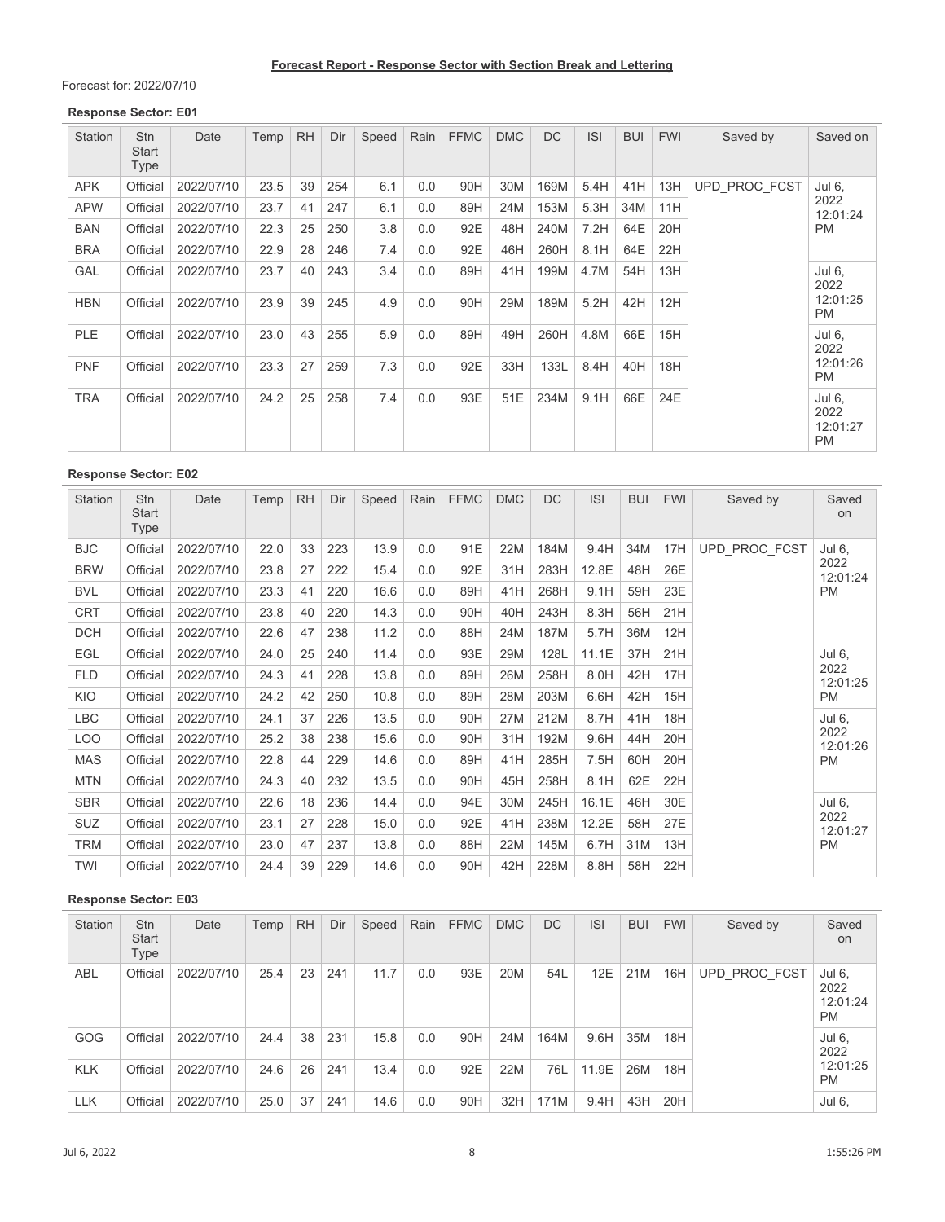**Forecast Report - Response Sector with Section Break and Lettering**

Forecast for: 2022/07/10

**Response Sector: E01**

| Station | Stn Start Type | Date | Temp | RH | Dir | Speed | Rain | FFMC | DMC | DC | ISI | BUI | FWI | Saved by | Saved on |
|---|---|---|---|---|---|---|---|---|---|---|---|---|---|---|---|
| APK | Official | 2022/07/10 | 23.5 | 39 | 254 | 6.1 | 0.0 | 90H | 30M | 169M | 5.4H | 41H | 13H | UPD_PROC_FCST | Jul 6, 2022 12:01:24 PM |
| APW | Official | 2022/07/10 | 23.7 | 41 | 247 | 6.1 | 0.0 | 89H | 24M | 153M | 5.3H | 34M | 11H | | |
| BAN | Official | 2022/07/10 | 22.3 | 25 | 250 | 3.8 | 0.0 | 92E | 48H | 240M | 7.2H | 64E | 20H | | |
| BRA | Official | 2022/07/10 | 22.9 | 28 | 246 | 7.4 | 0.0 | 92E | 46H | 260H | 8.1H | 64E | 22H | | |
| GAL | Official | 2022/07/10 | 23.7 | 40 | 243 | 3.4 | 0.0 | 89H | 41H | 199M | 4.7M | 54H | 13H | | Jul 6, 2022 12:01:25 PM |
| HBN | Official | 2022/07/10 | 23.9 | 39 | 245 | 4.9 | 0.0 | 90H | 29M | 189M | 5.2H | 42H | 12H | | |
| PLE | Official | 2022/07/10 | 23.0 | 43 | 255 | 5.9 | 0.0 | 89H | 49H | 260H | 4.8M | 66E | 15H | | Jul 6, 2022 12:01:26 PM |
| PNF | Official | 2022/07/10 | 23.3 | 27 | 259 | 7.3 | 0.0 | 92E | 33H | 133L | 8.4H | 40H | 18H | | |
| TRA | Official | 2022/07/10 | 24.2 | 25 | 258 | 7.4 | 0.0 | 93E | 51E | 234M | 9.1H | 66E | 24E | | Jul 6, 2022 12:01:27 PM |

**Response Sector: E02**

| Station | Stn Start Type | Date | Temp | RH | Dir | Speed | Rain | FFMC | DMC | DC | ISI | BUI | FWI | Saved by | Saved on |
|---|---|---|---|---|---|---|---|---|---|---|---|---|---|---|---|
| BJC | Official | 2022/07/10 | 22.0 | 33 | 223 | 13.9 | 0.0 | 91E | 22M | 184M | 9.4H | 34M | 17H | UPD_PROC_FCST | Jul 6, 2022 12:01:24 PM |
| BRW | Official | 2022/07/10 | 23.8 | 27 | 222 | 15.4 | 0.0 | 92E | 31H | 283H | 12.8E | 48H | 26E | | |
| BVL | Official | 2022/07/10 | 23.3 | 41 | 220 | 16.6 | 0.0 | 89H | 41H | 268H | 9.1H | 59H | 23E | | |
| CRT | Official | 2022/07/10 | 23.8 | 40 | 220 | 14.3 | 0.0 | 90H | 40H | 243H | 8.3H | 56H | 21H | | |
| DCH | Official | 2022/07/10 | 22.6 | 47 | 238 | 11.2 | 0.0 | 88H | 24M | 187M | 5.7H | 36M | 12H | | |
| EGL | Official | 2022/07/10 | 24.0 | 25 | 240 | 11.4 | 0.0 | 93E | 29M | 128L | 11.1E | 37H | 21H | | Jul 6, 2022 12:01:25 PM |
| FLD | Official | 2022/07/10 | 24.3 | 41 | 228 | 13.8 | 0.0 | 89H | 26M | 258H | 8.0H | 42H | 17H | | |
| KIO | Official | 2022/07/10 | 24.2 | 42 | 250 | 10.8 | 0.0 | 89H | 28M | 203M | 6.6H | 42H | 15H | | |
| LBC | Official | 2022/07/10 | 24.1 | 37 | 226 | 13.5 | 0.0 | 90H | 27M | 212M | 8.7H | 41H | 18H | | Jul 6, 2022 12:01:26 PM |
| LOO | Official | 2022/07/10 | 25.2 | 38 | 238 | 15.6 | 0.0 | 90H | 31H | 192M | 9.6H | 44H | 20H | | |
| MAS | Official | 2022/07/10 | 22.8 | 44 | 229 | 14.6 | 0.0 | 89H | 41H | 285H | 7.5H | 60H | 20H | | |
| MTN | Official | 2022/07/10 | 24.3 | 40 | 232 | 13.5 | 0.0 | 90H | 45H | 258H | 8.1H | 62E | 22H | | |
| SBR | Official | 2022/07/10 | 22.6 | 18 | 236 | 14.4 | 0.0 | 94E | 30M | 245H | 16.1E | 46H | 30E | | Jul 6, 2022 12:01:27 PM |
| SUZ | Official | 2022/07/10 | 23.1 | 27 | 228 | 15.0 | 0.0 | 92E | 41H | 238M | 12.2E | 58H | 27E | | |
| TRM | Official | 2022/07/10 | 23.0 | 47 | 237 | 13.8 | 0.0 | 88H | 22M | 145M | 6.7H | 31M | 13H | | |
| TWI | Official | 2022/07/10 | 24.4 | 39 | 229 | 14.6 | 0.0 | 90H | 42H | 228M | 8.8H | 58H | 22H | | |

**Response Sector: E03**

| Station | Stn Start Type | Date | Temp | RH | Dir | Speed | Rain | FFMC | DMC | DC | ISI | BUI | FWI | Saved by | Saved on |
|---|---|---|---|---|---|---|---|---|---|---|---|---|---|---|---|
| ABL | Official | 2022/07/10 | 25.4 | 23 | 241 | 11.7 | 0.0 | 93E | 20M | 54L | 12E | 21M | 16H | UPD_PROC_FCST | Jul 6, 2022 12:01:24 PM |
| GOG | Official | 2022/07/10 | 24.4 | 38 | 231 | 15.8 | 0.0 | 90H | 24M | 164M | 9.6H | 35M | 18H | | Jul 6, 2022 12:01:25 PM |
| KLK | Official | 2022/07/10 | 24.6 | 26 | 241 | 13.4 | 0.0 | 92E | 22M | 76L | 11.9E | 26M | 18H | | |
| LLK | Official | 2022/07/10 | 25.0 | 37 | 241 | 14.6 | 0.0 | 90H | 32H | 171M | 9.4H | 43H | 20H | | Jul 6, |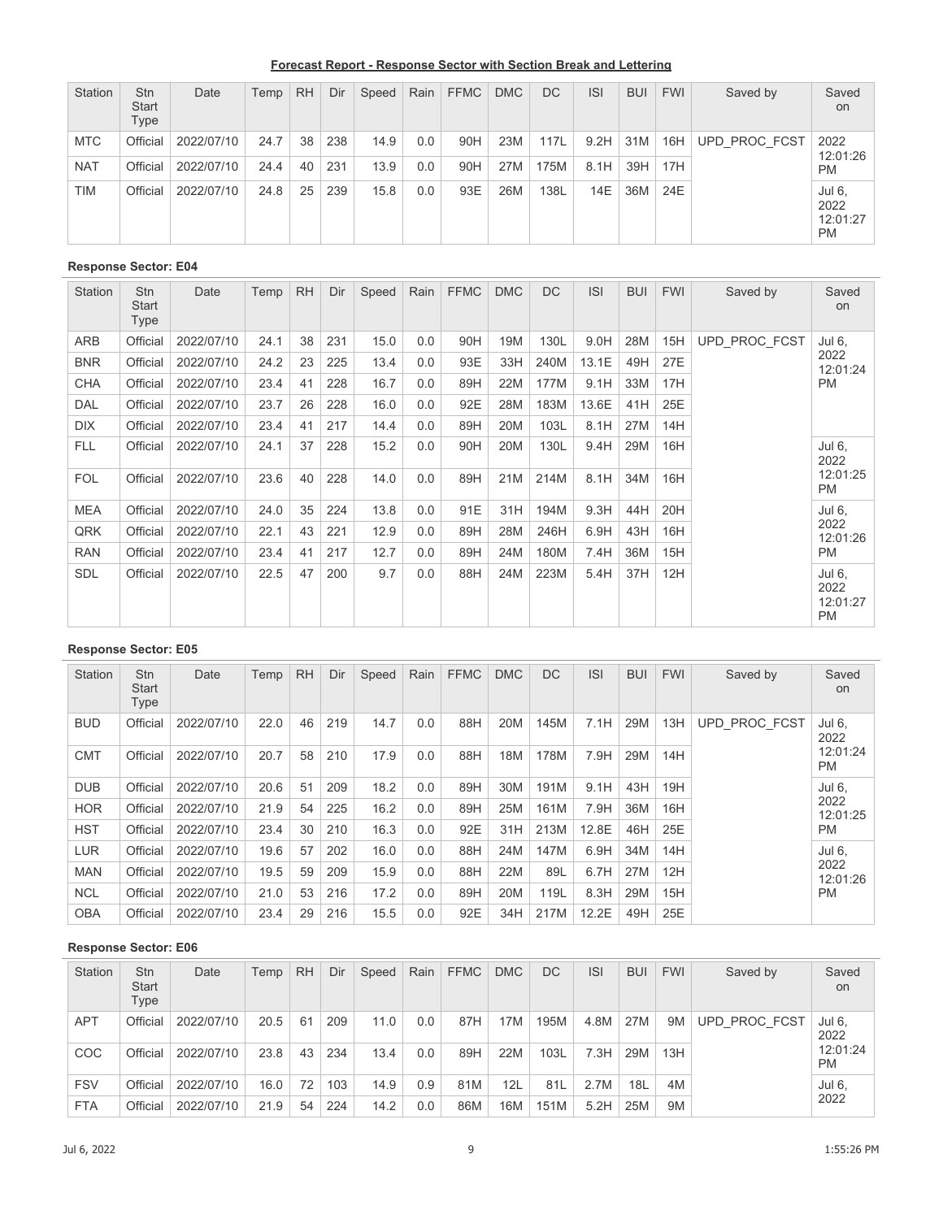**Forecast Report - Response Sector with Section Break and Lettering**

| Station | Stn Start Type | Date | Temp | RH | Dir | Speed | Rain | FFMC | DMC | DC | ISI | BUI | FWI | Saved by | Saved on |
|---|---|---|---|---|---|---|---|---|---|---|---|---|---|---|---|
| MTC | Official | 2022/07/10 | 24.7 | 38 | 238 | 14.9 | 0.0 | 90H | 23M | 117L | 9.2H | 31M | 16H | UPD_PROC_FCST | 2022 12:01:26 PM |
| NAT | Official | 2022/07/10 | 24.4 | 40 | 231 | 13.9 | 0.0 | 90H | 27M | 175M | 8.1H | 39H | 17H | | |
| TIM | Official | 2022/07/10 | 24.8 | 25 | 239 | 15.8 | 0.0 | 93E | 26M | 138L | 14E | 36M | 24E | | Jul 6, 2022 12:01:27 PM |

**Response Sector: E04**

| Station | Stn Start Type | Date | Temp | RH | Dir | Speed | Rain | FFMC | DMC | DC | ISI | BUI | FWI | Saved by | Saved on |
|---|---|---|---|---|---|---|---|---|---|---|---|---|---|---|---|
| ARB | Official | 2022/07/10 | 24.1 | 38 | 231 | 15.0 | 0.0 | 90H | 19M | 130L | 9.0H | 28M | 15H | UPD_PROC_FCST | Jul 6, 2022 12:01:24 PM |
| BNR | Official | 2022/07/10 | 24.2 | 23 | 225 | 13.4 | 0.0 | 93E | 33H | 240M | 13.1E | 49H | 27E | | |
| CHA | Official | 2022/07/10 | 23.4 | 41 | 228 | 16.7 | 0.0 | 89H | 22M | 177M | 9.1H | 33M | 17H | | |
| DAL | Official | 2022/07/10 | 23.7 | 26 | 228 | 16.0 | 0.0 | 92E | 28M | 183M | 13.6E | 41H | 25E | | |
| DIX | Official | 2022/07/10 | 23.4 | 41 | 217 | 14.4 | 0.0 | 89H | 20M | 103L | 8.1H | 27M | 14H | | |
| FLL | Official | 2022/07/10 | 24.1 | 37 | 228 | 15.2 | 0.0 | 90H | 20M | 130L | 9.4H | 29M | 16H | | Jul 6, 2022 12:01:25 PM |
| FOL | Official | 2022/07/10 | 23.6 | 40 | 228 | 14.0 | 0.0 | 89H | 21M | 214M | 8.1H | 34M | 16H | | |
| MEA | Official | 2022/07/10 | 24.0 | 35 | 224 | 13.8 | 0.0 | 91E | 31H | 194M | 9.3H | 44H | 20H | | Jul 6, 2022 12:01:26 PM |
| QRK | Official | 2022/07/10 | 22.1 | 43 | 221 | 12.9 | 0.0 | 89H | 28M | 246H | 6.9H | 43H | 16H | | |
| RAN | Official | 2022/07/10 | 23.4 | 41 | 217 | 12.7 | 0.0 | 89H | 24M | 180M | 7.4H | 36M | 15H | | |
| SDL | Official | 2022/07/10 | 22.5 | 47 | 200 | 9.7 | 0.0 | 88H | 24M | 223M | 5.4H | 37H | 12H | | Jul 6, 2022 12:01:27 PM |

**Response Sector: E05**

| Station | Stn Start Type | Date | Temp | RH | Dir | Speed | Rain | FFMC | DMC | DC | ISI | BUI | FWI | Saved by | Saved on |
|---|---|---|---|---|---|---|---|---|---|---|---|---|---|---|---|
| BUD | Official | 2022/07/10 | 22.0 | 46 | 219 | 14.7 | 0.0 | 88H | 20M | 145M | 7.1H | 29M | 13H | UPD_PROC_FCST | Jul 6, 2022 12:01:24 PM |
| CMT | Official | 2022/07/10 | 20.7 | 58 | 210 | 17.9 | 0.0 | 88H | 18M | 178M | 7.9H | 29M | 14H | | |
| DUB | Official | 2022/07/10 | 20.6 | 51 | 209 | 18.2 | 0.0 | 89H | 30M | 191M | 9.1H | 43H | 19H | | Jul 6, 2022 12:01:25 PM |
| HOR | Official | 2022/07/10 | 21.9 | 54 | 225 | 16.2 | 0.0 | 89H | 25M | 161M | 7.9H | 36M | 16H | | |
| HST | Official | 2022/07/10 | 23.4 | 30 | 210 | 16.3 | 0.0 | 92E | 31H | 213M | 12.8E | 46H | 25E | | |
| LUR | Official | 2022/07/10 | 19.6 | 57 | 202 | 16.0 | 0.0 | 88H | 24M | 147M | 6.9H | 34M | 14H | | Jul 6, 2022 12:01:26 PM |
| MAN | Official | 2022/07/10 | 19.5 | 59 | 209 | 15.9 | 0.0 | 88H | 22M | 89L | 6.7H | 27M | 12H | | |
| NCL | Official | 2022/07/10 | 21.0 | 53 | 216 | 17.2 | 0.0 | 89H | 20M | 119L | 8.3H | 29M | 15H | | |
| OBA | Official | 2022/07/10 | 23.4 | 29 | 216 | 15.5 | 0.0 | 92E | 34H | 217M | 12.2E | 49H | 25E | | |

**Response Sector: E06**

| Station | Stn Start Type | Date | Temp | RH | Dir | Speed | Rain | FFMC | DMC | DC | ISI | BUI | FWI | Saved by | Saved on |
|---|---|---|---|---|---|---|---|---|---|---|---|---|---|---|---|
| APT | Official | 2022/07/10 | 20.5 | 61 | 209 | 11.0 | 0.0 | 87H | 17M | 195M | 4.8M | 27M | 9M | UPD_PROC_FCST | Jul 6, 2022 12:01:24 PM |
| COC | Official | 2022/07/10 | 23.8 | 43 | 234 | 13.4 | 0.0 | 89H | 22M | 103L | 7.3H | 29M | 13H | | |
| FSV | Official | 2022/07/10 | 16.0 | 72 | 103 | 14.9 | 0.9 | 81M | 12L | 81L | 2.7M | 18L | 4M | | Jul 6, 2022 |
| FTA | Official | 2022/07/10 | 21.9 | 54 | 224 | 14.2 | 0.0 | 86M | 16M | 151M | 5.2H | 25M | 9M | | |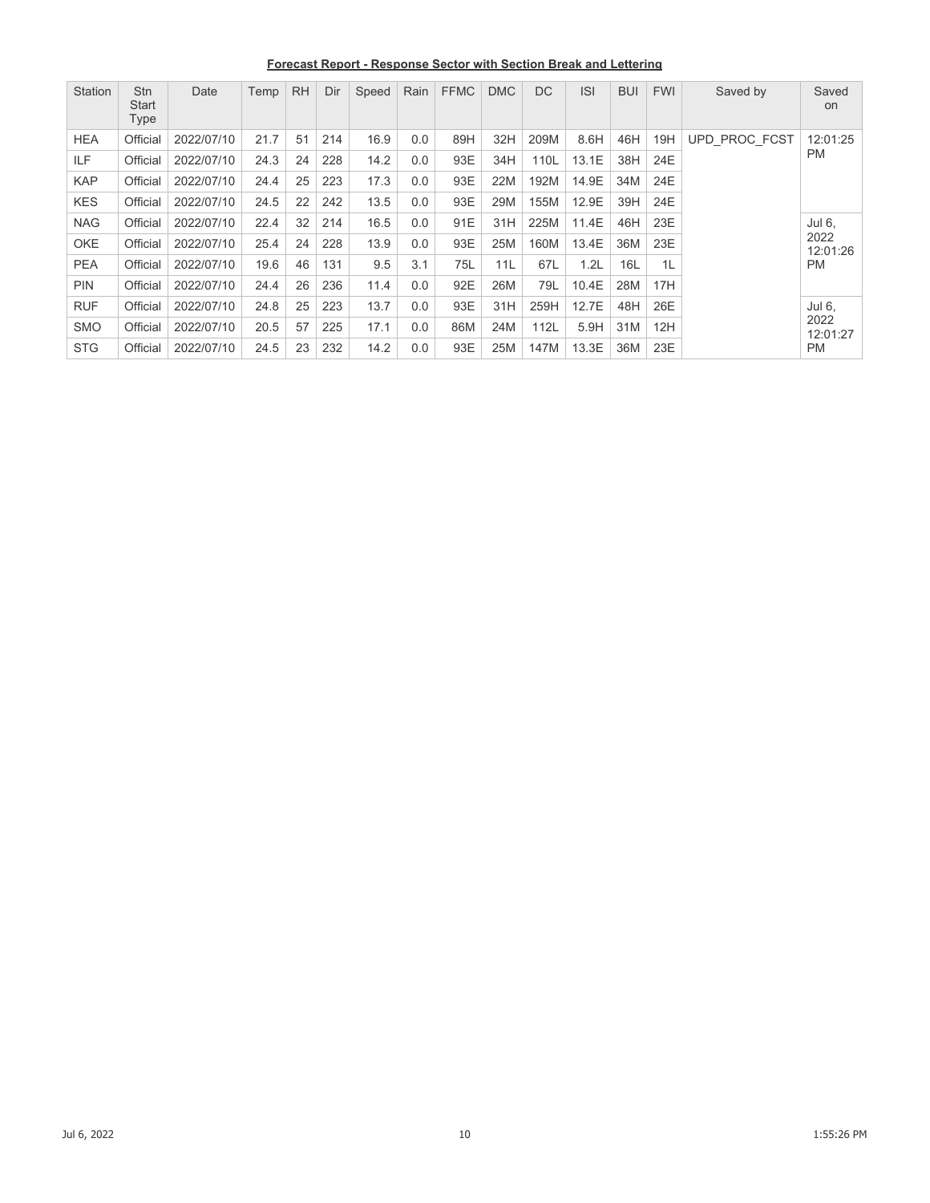**Forecast Report - Response Sector with Section Break and Lettering**

| Station | Stn Start Type | Date | Temp | RH | Dir | Speed | Rain | FFMC | DMC | DC | ISI | BUI | FWI | Saved by | Saved on |
|---|---|---|---|---|---|---|---|---|---|---|---|---|---|---|---|
| HEA | Official | 2022/07/10 | 21.7 | 51 | 214 | 16.9 | 0.0 | 89H | 32H | 209M | 8.6H | 46H | 19H | UPD_PROC_FCST | 12:01:25 PM |
| ILF | Official | 2022/07/10 | 24.3 | 24 | 228 | 14.2 | 0.0 | 93E | 34H | 110L | 13.1E | 38H | 24E | | |
| KAP | Official | 2022/07/10 | 24.4 | 25 | 223 | 17.3 | 0.0 | 93E | 22M | 192M | 14.9E | 34M | 24E | | |
| KES | Official | 2022/07/10 | 24.5 | 22 | 242 | 13.5 | 0.0 | 93E | 29M | 155M | 12.9E | 39H | 24E | | |
| NAG | Official | 2022/07/10 | 22.4 | 32 | 214 | 16.5 | 0.0 | 91E | 31H | 225M | 11.4E | 46H | 23E | | Jul 6, 2022 12:01:26 PM |
| OKE | Official | 2022/07/10 | 25.4 | 24 | 228 | 13.9 | 0.0 | 93E | 25M | 160M | 13.4E | 36M | 23E | | |
| PEA | Official | 2022/07/10 | 19.6 | 46 | 131 | 9.5 | 3.1 | 75L | 11L | 67L | 1.2L | 16L | 1L | | |
| PIN | Official | 2022/07/10 | 24.4 | 26 | 236 | 11.4 | 0.0 | 92E | 26M | 79L | 10.4E | 28M | 17H | | |
| RUF | Official | 2022/07/10 | 24.8 | 25 | 223 | 13.7 | 0.0 | 93E | 31H | 259H | 12.7E | 48H | 26E | | Jul 6, 2022 12:01:27 PM |
| SMO | Official | 2022/07/10 | 20.5 | 57 | 225 | 17.1 | 0.0 | 86M | 24M | 112L | 5.9H | 31M | 12H | | |
| STG | Official | 2022/07/10 | 24.5 | 23 | 232 | 14.2 | 0.0 | 93E | 25M | 147M | 13.3E | 36M | 23E | | |